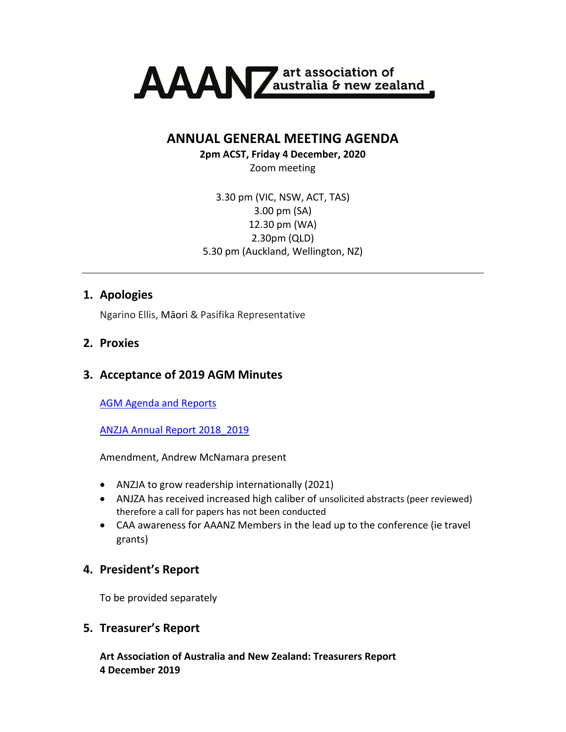AAANZ art association of australia & new zealand

# ANNUAL GENERAL MEETING AGENDA

**2pm ACST, Friday 4 December, 2020**

Zoom meeting

3.30 pm (VIC, NSW, ACT, TAS)
3.00 pm (SA)
12.30 pm (WA)
2.30pm (QLD)
5.30 pm (Auckland, Wellington, NZ)

---

## 1. Apologies

Ngarino Ellis, Māori & Pasifika Representative

## 2. Proxies

## 3. Acceptance of 2019 AGM Minutes

AGM Agenda and Reports

ANZJA Annual Report 2018_2019

Amendment, Andrew McNamara present

- ANZJA to grow readership internationally (2021)
- ANJZA has received increased high caliber of unsolicited abstracts (peer reviewed) therefore a call for papers has not been conducted
- CAA awareness for AAANZ Members in the lead up to the conference (ie travel grants)

## 4. President's Report

To be provided separately

## 5. Treasurer's Report

**Art Association of Australia and New Zealand: Treasurers Report**
**4 December 2019**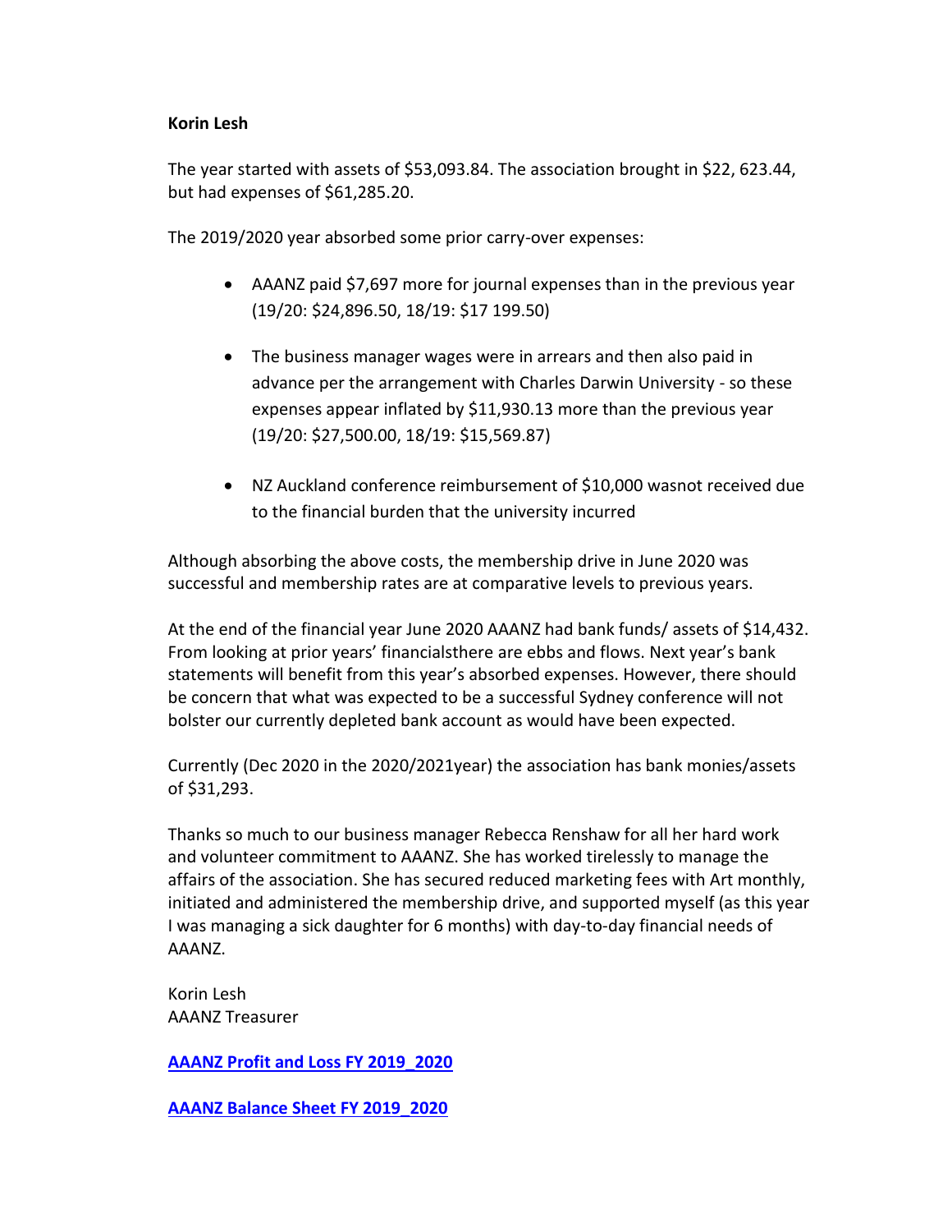**Korin Lesh**

The year started with assets of $53,093.84. The association brought in $22, 623.44, but had expenses of $61,285.20.

The 2019/2020 year absorbed some prior carry-over expenses:

- AAANZ paid $7,697 more for journal expenses than in the previous year (19/20: $24,896.50, 18/19: $17 199.50)
- The business manager wages were in arrears and then also paid in advance per the arrangement with Charles Darwin University - so these expenses appear inflated by $11,930.13 more than the previous year (19/20: $27,500.00, 18/19: $15,569.87)
- NZ Auckland conference reimbursement of $10,000 wasnot received due to the financial burden that the university incurred

Although absorbing the above costs, the membership drive in June 2020 was successful and membership rates are at comparative levels to previous years.

At the end of the financial year June 2020 AAANZ had bank funds/ assets of $14,432. From looking at prior years' financialsthere are ebbs and flows. Next year's bank statements will benefit from this year's absorbed expenses. However, there should be concern that what was expected to be a successful Sydney conference will not bolster our currently depleted bank account as would have been expected.

Currently (Dec 2020 in the 2020/2021year) the association has bank monies/assets of $31,293.

Thanks so much to our business manager Rebecca Renshaw for all her hard work and volunteer commitment to AAANZ. She has worked tirelessly to manage the affairs of the association. She has secured reduced marketing fees with Art monthly, initiated and administered the membership drive, and supported myself (as this year I was managing a sick daughter for 6 months) with day-to-day financial needs of AAANZ.

Korin Lesh
AAANZ Treasurer

**AAANZ Profit and Loss FY 2019_2020**

**AAANZ Balance Sheet FY 2019_2020**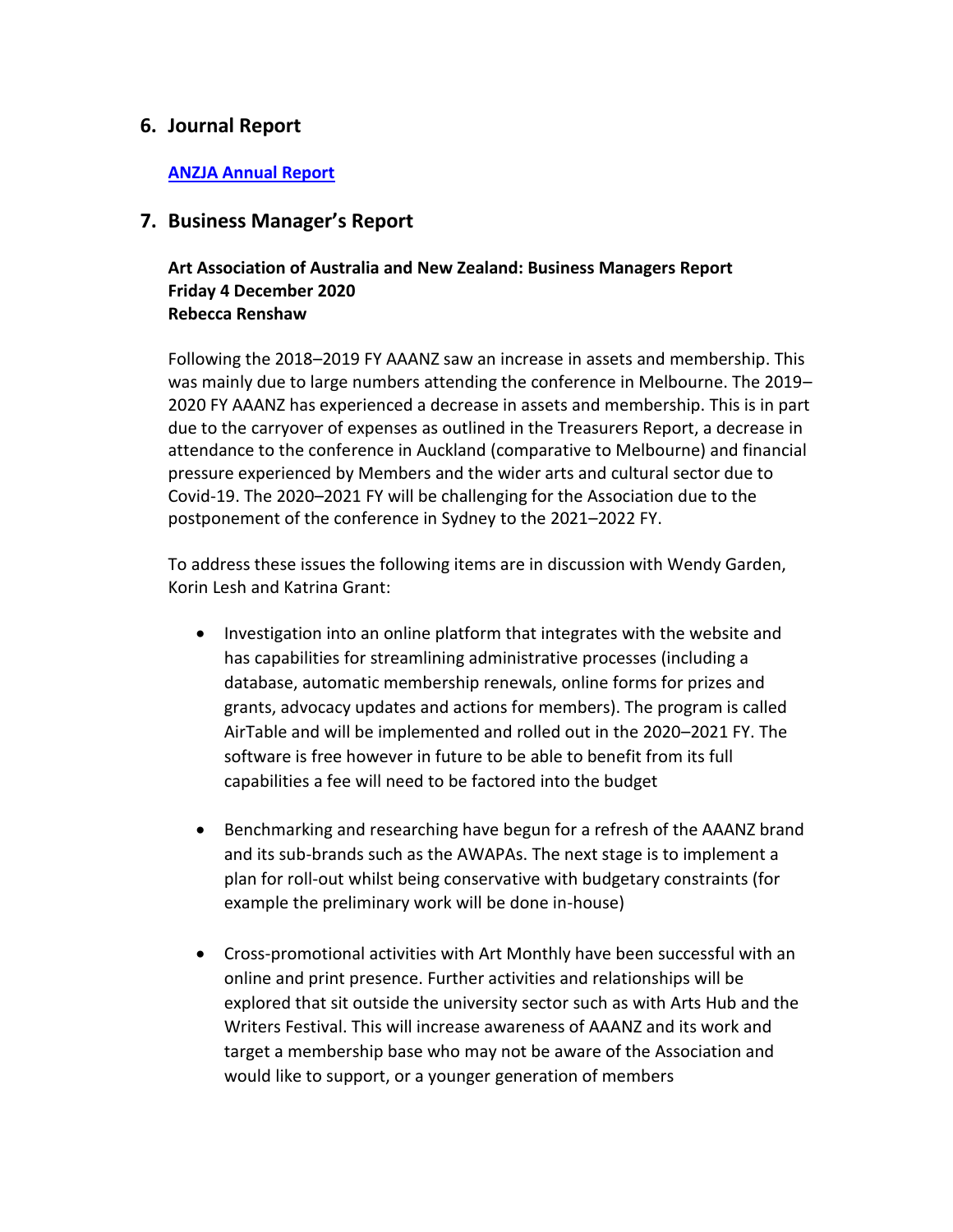## 6. Journal Report

**[ANZJA Annual Report]()**

## 7. Business Manager's Report

**Art Association of Australia and New Zealand: Business Managers Report**
**Friday 4 December 2020**
**Rebecca Renshaw**

Following the 2018–2019 FY AAANZ saw an increase in assets and membership. This was mainly due to large numbers attending the conference in Melbourne. The 2019–2020 FY AAANZ has experienced a decrease in assets and membership. This is in part due to the carryover of expenses as outlined in the Treasurers Report, a decrease in attendance to the conference in Auckland (comparative to Melbourne) and financial pressure experienced by Members and the wider arts and cultural sector due to Covid-19. The 2020–2021 FY will be challenging for the Association due to the postponement of the conference in Sydney to the 2021–2022 FY.

To address these issues the following items are in discussion with Wendy Garden, Korin Lesh and Katrina Grant:

- Investigation into an online platform that integrates with the website and has capabilities for streamlining administrative processes (including a database, automatic membership renewals, online forms for prizes and grants, advocacy updates and actions for members). The program is called AirTable and will be implemented and rolled out in the 2020–2021 FY. The software is free however in future to be able to benefit from its full capabilities a fee will need to be factored into the budget

- Benchmarking and researching have begun for a refresh of the AAANZ brand and its sub-brands such as the AWAPAs. The next stage is to implement a plan for roll-out whilst being conservative with budgetary constraints (for example the preliminary work will be done in-house)

- Cross-promotional activities with Art Monthly have been successful with an online and print presence. Further activities and relationships will be explored that sit outside the university sector such as with Arts Hub and the Writers Festival. This will increase awareness of AAANZ and its work and target a membership base who may not be aware of the Association and would like to support, or a younger generation of members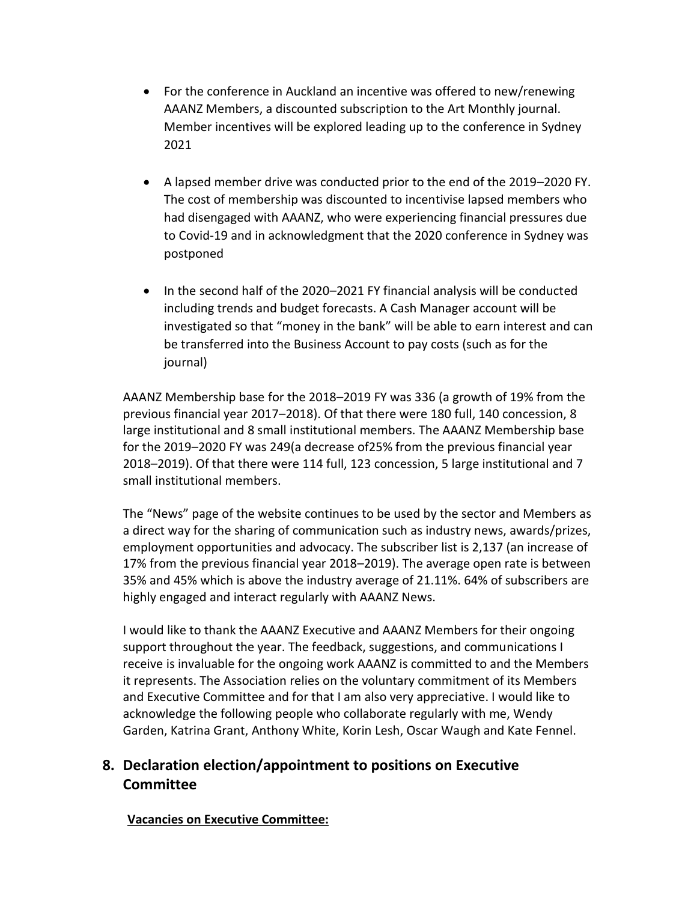- For the conference in Auckland an incentive was offered to new/renewing AAANZ Members, a discounted subscription to the Art Monthly journal. Member incentives will be explored leading up to the conference in Sydney 2021

- A lapsed member drive was conducted prior to the end of the 2019–2020 FY. The cost of membership was discounted to incentivise lapsed members who had disengaged with AAANZ, who were experiencing financial pressures due to Covid-19 and in acknowledgment that the 2020 conference in Sydney was postponed

- In the second half of the 2020–2021 FY financial analysis will be conducted including trends and budget forecasts. A Cash Manager account will be investigated so that "money in the bank" will be able to earn interest and can be transferred into the Business Account to pay costs (such as for the journal)

AAANZ Membership base for the 2018–2019 FY was 336 (a growth of 19% from the previous financial year 2017–2018). Of that there were 180 full, 140 concession, 8 large institutional and 8 small institutional members. The AAANZ Membership base for the 2019–2020 FY was 249(a decrease of25% from the previous financial year 2018–2019). Of that there were 114 full, 123 concession, 5 large institutional and 7 small institutional members.

The "News" page of the website continues to be used by the sector and Members as a direct way for the sharing of communication such as industry news, awards/prizes, employment opportunities and advocacy. The subscriber list is 2,137 (an increase of 17% from the previous financial year 2018–2019). The average open rate is between 35% and 45% which is above the industry average of 21.11%. 64% of subscribers are highly engaged and interact regularly with AAANZ News.

I would like to thank the AAANZ Executive and AAANZ Members for their ongoing support throughout the year. The feedback, suggestions, and communications I receive is invaluable for the ongoing work AAANZ is committed to and the Members it represents. The Association relies on the voluntary commitment of its Members and Executive Committee and for that I am also very appreciative. I would like to acknowledge the following people who collaborate regularly with me, Wendy Garden, Katrina Grant, Anthony White, Korin Lesh, Oscar Waugh and Kate Fennel.

## 8. Declaration election/appointment to positions on Executive Committee

**Vacancies on Executive Committee:**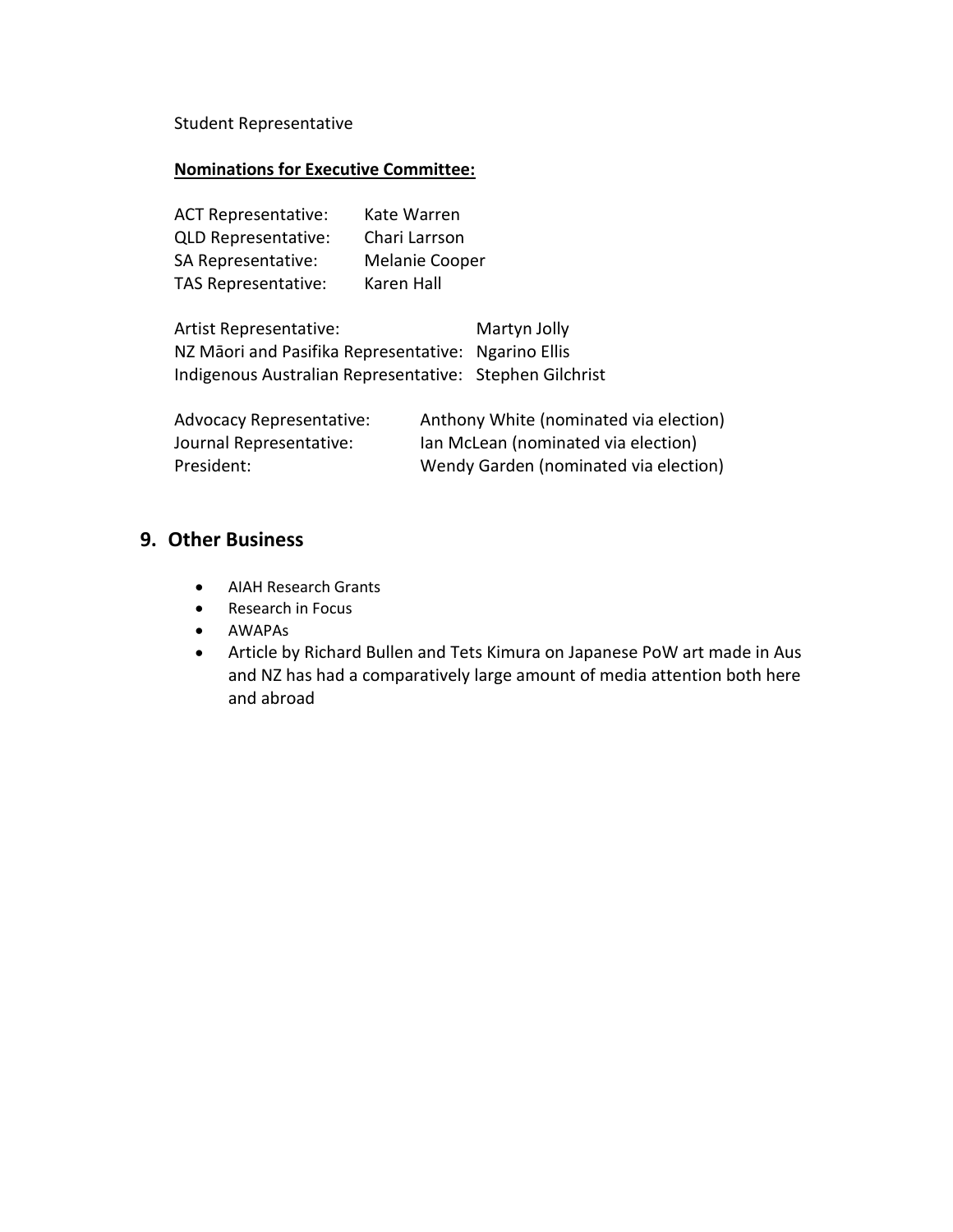Student Representative

**Nominations for Executive Committee:**

ACT Representative: Kate Warren
QLD Representative: Chari Larrson
SA Representative: Melanie Cooper
TAS Representative: Karen Hall

Artist Representative: Martyn Jolly
NZ Māori and Pasifika Representative: Ngarino Ellis
Indigenous Australian Representative: Stephen Gilchrist

Advocacy Representative: Anthony White (nominated via election)
Journal Representative: Ian McLean (nominated via election)
President: Wendy Garden (nominated via election)

## 9. Other Business

- AIAH Research Grants
- Research in Focus
- AWAPAs
- Article by Richard Bullen and Tets Kimura on Japanese PoW art made in Aus and NZ has had a comparatively large amount of media attention both here and abroad